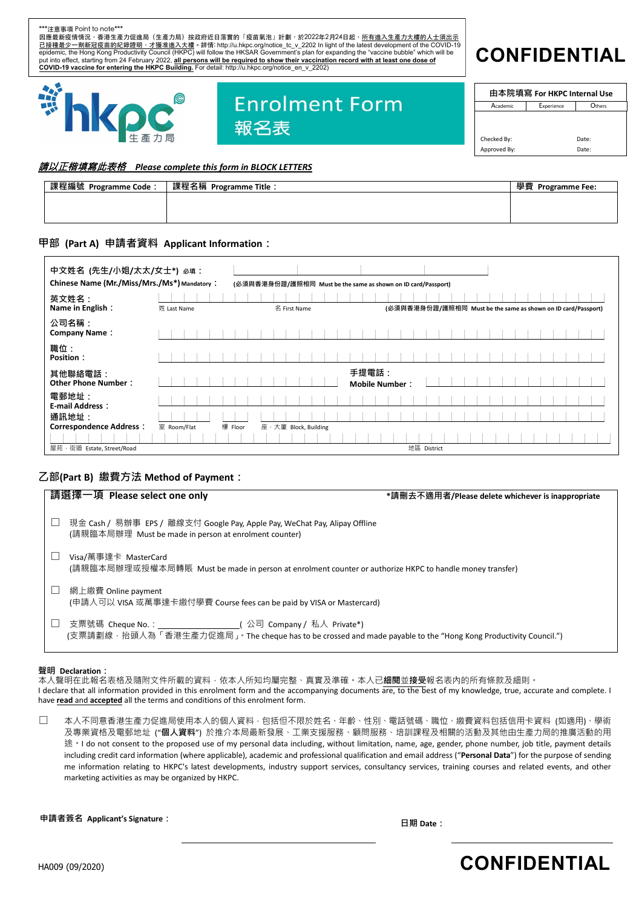***注意事項 Point to note***

因應最新疫情情況，香港生產力促進局（生產力局）按政府近日落實的「疫苗氣泡」計劃，於2022年2月24日起，**所有進入生產力大樓的人士須出示已接種最少一劑新冠疫苗的紀錄證明，才獲准進入大樓。**詳情: http://u.hkpc.org/notice_tc_v_2202 In light of the latest development of the COVID-19 epidemic, the Hong Kong Productivity Council (HKPC) will follow the HKSAR Government's plan for expanding the "vaccine bubble" which will be put into effect, starting from 24 February 2022, **all persons will be required to show their vaccination record with at least one dose of COVID-19 vaccine for entering the HKPC Building.** For detail: http://u.hkpc.org/notice_en_v_2202)

# CONFIDENTIAL

hkpc 生產力局

# Enrolment Form 報名表

| 由本院填寫 For HKPC Internal Use | | |
|---|---|---|
| Academic | Experience | Others |
| | | |
| Checked By: | | Date: |
| Approved By: | | Date: |

***請以正楷填寫此表格 Please complete this form in BLOCK LETTERS***

| 課程編號 Programme Code： | 課程名稱 Programme Title： | 學費 Programme Fee: |
|---|---|---|
| | | |

## 甲部 (Part A) 申請者資料 Applicant Information：

**中文姓名 (先生/小姐/太太/女士*) 必填：**
**Chinese Name (Mr./Miss/Mrs./Ms*) Mandatory：** ____________________
(必須與香港身份證/護照相同 Must be the same as shown on ID card/Passport)

**英文姓名：**
**Name in English：** 姓 Last Name ____________________ 名 First Name ____________________
(必須與香港身份證/護照相同 Must be the same as shown on ID card/Passport)

**公司名稱：**
**Company Name：** ____________________

**職位：**
**Position：** ____________________

**其他聯絡電話：**
**Other Phone Number：** ____________________ **手提電話：Mobile Number：** ____________________

**電郵地址：**
**E-mail Address：** ____________________

**通訊地址：**
**Correspondence Address：** 室 Room/Flat ______ 樓 Floor ______ 座．大廈 Block, Building ____________________
屋苑．街道 Estate, Street/Road ____________________ 地區 District ____________________

## 乙部(Part B) 繳費方法 Method of Payment：

**請選擇一項 Please select only one** **\*請刪去不適用者/Please delete whichever is inappropriate**

☐ 現金 Cash / 易辦事 EPS / 離線支付 Google Pay, Apple Pay, WeChat Pay, Alipay Offline
(請親臨本局辦理 Must be made in person at enrolment counter)

☐ Visa/萬事達卡 MasterCard
(請親臨本局辦理或授權本局轉賬 Must be made in person at enrolment counter or authorize HKPC to handle money transfer)

☐ 網上繳費 Online payment
(申請人可以 VISA 或萬事達卡繳付學費 Course fees can be paid by VISA or Mastercard)

☐ 支票號碼 Cheque No.：____________________( 公司 Company / 私人 Private*)
(支票請劃線，抬頭人為「香港生產力促進局」。The cheque has to be crossed and made payable to the "Hong Kong Productivity Council.")

**聲明 Declaration：**

本人聲明在此報名表格及隨附文件所載的資料，依本人所知均屬完整、真實及準確。本人已**細閱**並**接受**報名表內的所有條款及細則。

I declare that all information provided in this enrolment form and the accompanying documents are, to the best of my knowledge, true, accurate and complete. I have **read** and **accepted** all the terms and conditions of this enrolment form.

☐ 本人不同意香港生產力促進局使用本人的個人資料，包括但不限於姓名、年齡、性別、電話號碼、職位、繳費資料包括信用卡資料 (如適用)、學術及專業資格及電郵地址 ("**個人資料**") 於推介本局最新發展、工業支援服務、顧問服務、培訓課程及相關的活動及其他由生產力局的推廣活動的用途。I do not consent to the proposed use of my personal data including, without limitation, name, age, gender, phone number, job title, payment details including credit card information (where applicable), academic and professional qualification and email address ("**Personal Data**") for the purpose of sending me information relating to HKPC's latest developments, industry support services, consultancy services, training courses and related events, and other marketing activities as may be organized by HKPC.

**申請者簽名 Applicant's Signature：** ____________________ **日期 Date：** ____________________

HA009 (09/2020)

# CONFIDENTIAL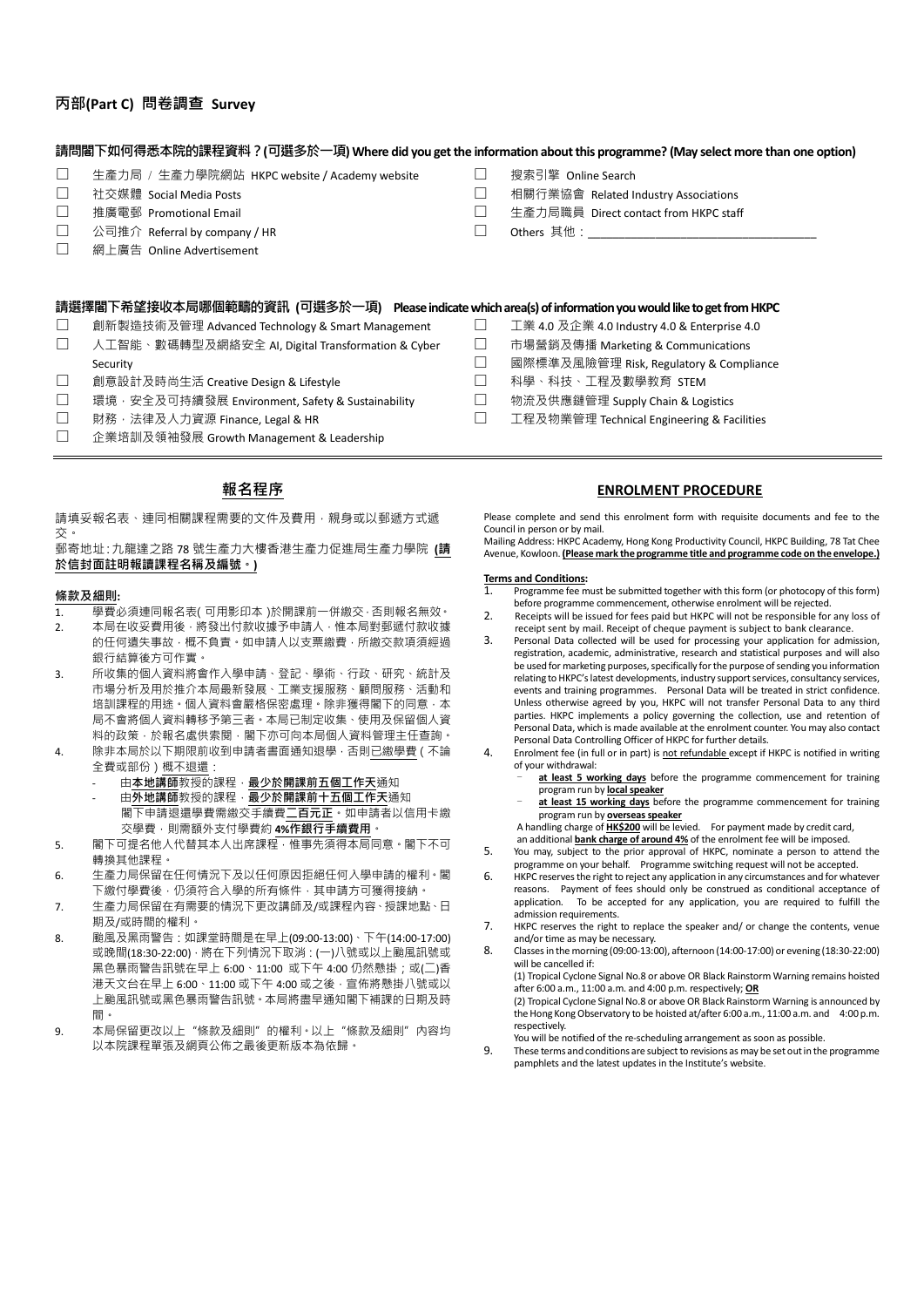## 丙部(Part C) 問卷調查 Survey

**請問閣下如何得悉本院的課程資料？(可選多於一項) Where did you get the information about this programme? (May select more than one option)**

- ☐ 生產力局 / 生產力學院網站 HKPC website / Academy website
- ☐ 社交媒體 Social Media Posts
- ☐ 推廣電郵 Promotional Email
- ☐ 公司推介 Referral by company / HR
- ☐ 網上廣告 Online Advertisement
- ☐ 搜索引擎 Online Search
- ☐ 相關行業協會 Related Industry Associations
- ☐ 生產力局職員 Direct contact from HKPC staff
- ☐ Others 其他：____________________________________

**請選擇閣下希望接收本局哪個範疇的資訊 (可選多於一項) Please indicate which area(s) of information you would like to get from HKPC**

- ☐ 創新製造技術及管理 Advanced Technology & Smart Management
- ☐ 人工智能、數碼轉型及網絡安全 AI, Digital Transformation & Cyber Security
- ☐ 創意設計及時尚生活 Creative Design & Lifestyle
- ☐ 環境，安全及可持續發展 Environment, Safety & Sustainability
- ☐ 財務，法律及人力資源 Finance, Legal & HR
- ☐ 企業培訓及領袖發展 Growth Management & Leadership
- ☐ 工業 4.0 及企業 4.0 Industry 4.0 & Enterprise 4.0
- ☐ 市場營銷及傳播 Marketing & Communications
- ☐ 國際標準及風險管理 Risk, Regulatory & Compliance
- ☐ 科學、科技、工程及數學教育 STEM
- ☐ 物流及供應鏈管理 Supply Chain & Logistics
- ☐ 工程及物業管理 Technical Engineering & Facilities

## 報名程序

請填妥報名表、連同相關課程需要的文件及費用，親身或以郵遞方式遞交。

郵寄地址：九龍達之路 78 號生產力大樓香港生產力促進局生產力學院 **(請於信封面註明報讀課程名稱及編號。)**

**條款及細則:**

1. 學費必須連同報名表( 可用影印本 )於開課前一併繳交，否則報名無效。
2. 本局在收妥費用後，將發出付款收據予申請人，惟本局對郵遞付款收據的任何遺失事故，概不負責。如申請人以支票繳費，所繳交款項須經過銀行結算後方可作實。
3. 所收集的個人資料將會作入學申請、登記、學術、行政、研究、統計及市場分析及用於推介本局最新發展、工業支援服務、顧問服務、活動和培訓課程的用途。個人資料會嚴格保密處理。除非獲得閣下的同意，本局不會將個人資料轉移予第三者。本局已制定收集、使用及保留個人資料的政策，於報名處供索閱，閣下亦可向本局個人資料管理主任查詢。
4. 除非本局於以下期限前收到申請者書面通知退學，否則已繳學費 ( 不論全費或部份 ) 概不退還：
   - 由**本地講師**教授的課程，**最少於開課前五個工作天**通知
   - 由**外地講師**教授的課程，**最少於開課前十五個工作天**通知

   閣下申請退還學費需繳交手續費**二百元正**。如申請者以信用卡繳交學費，則需額外支付學費約 **4%作銀行手續費用**。
5. 閣下可提名他人代替其本人出席課程，惟事先須得本局同意。閣下不可轉換其他課程。
6. 生產力局保留在任何情況下及以任何原因拒絕任何入學申請的權利。閣下繳付學費後，仍須符合入學的所有條件，其申請方可獲得接納。
7. 生產力局保留在有需要的情況下更改講師及/或課程內容、授課地點、日期及/或時間的權利。
8. 颱風及黑雨警告：如課堂時間是在早上(09:00-13:00)、下午(14:00-17:00)或晚間(18:30-22:00)，將在下列情況下取消：(一)八號或以上颱風訊號或黑色暴雨警告訊號在早上 6:00、11:00 或下午 4:00 仍然懸掛；或(二)香港天文台在早上 6:00、11:00 或下午 4:00 或之後，宣佈將懸掛八號或以上颱風訊號或黑色暴雨警告訊號。本局將盡早通知閣下補課的日期及時間。
9. 本局保留更改以上 "條款及細則" 的權利。以上 "條款及細則" 內容均以本院課程單張及網頁公佈之最後更新版本為依歸。

## ENROLMENT PROCEDURE

Please complete and send this enrolment form with requisite documents and fee to the Council in person or by mail.

Mailing Address: HKPC Academy, Hong Kong Productivity Council, HKPC Building, 78 Tat Chee Avenue, Kowloon. **(Please mark the programme title and programme code on the envelope.)**

**Terms and Conditions:**

1. Programme fee must be submitted together with this form (or photocopy of this form) before programme commencement, otherwise enrolment will be rejected.
2. Receipts will be issued for fees paid but HKPC will not be responsible for any loss of receipt sent by mail. Receipt of cheque payment is subject to bank clearance.
3. Personal Data collected will be used for processing your application for admission, registration, academic, administrative, research and statistical purposes and will also be used for marketing purposes, specifically for the purpose of sending you information relating to HKPC's latest developments, industry support services, consultancy services, events and training programmes. Personal Data will be treated in strict confidence. Unless otherwise agreed by you, HKPC will not transfer Personal Data to any third parties. HKPC implements a policy governing the collection, use and retention of Personal Data, which is made available at the enrolment counter. You may also contact Personal Data Controlling Officer of HKPC for further details.
4. Enrolment fee (in full or in part) is not refundable except if HKPC is notified in writing of your withdrawal:
   - **at least 5 working days** before the programme commencement for training program run by **local speaker**
   - **at least 15 working days** before the programme commencement for training program run by **overseas speaker**

   A handling charge of **HK$200** will be levied. For payment made by credit card, an additional **bank charge of around 4%** of the enrolment fee will be imposed.
5. You may, subject to the prior approval of HKPC, nominate a person to attend the programme on your behalf. Programme switching request will not be accepted.
6. HKPC reserves the right to reject any application in any circumstances and for whatever reasons. Payment of fees should only be construed as conditional acceptance of application. To be accepted for any application, you are required to fulfill the admission requirements.
7. HKPC reserves the right to replace the speaker and/ or change the contents, venue and/or time as may be necessary.
8. Classes in the morning (09:00-13:00), afternoon (14:00-17:00) or evening (18:30-22:00) will be cancelled if:

   (1) Tropical Cyclone Signal No.8 or above OR Black Rainstorm Warning remains hoisted after 6:00 a.m., 11:00 a.m. and 4:00 p.m. respectively; **OR**

   (2) Tropical Cyclone Signal No.8 or above OR Black Rainstorm Warning is announced by the Hong Kong Observatory to be hoisted at/after 6:00 a.m., 11:00 a.m. and 4:00 p.m. respectively.

   You will be notified of the re-scheduling arrangement as soon as possible.
9. These terms and conditions are subject to revisions as may be set out in the programme pamphlets and the latest updates in the Institute's website.